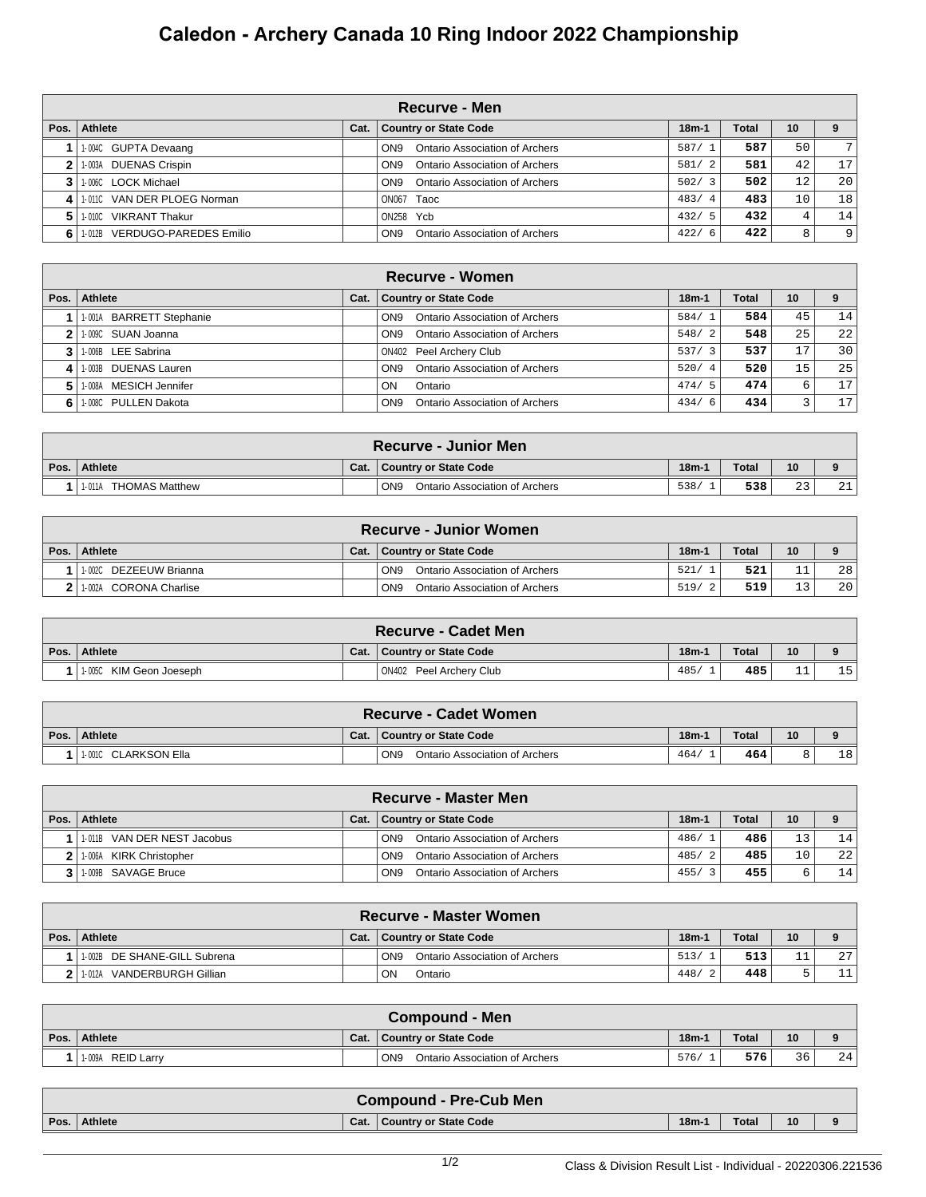# Caledon - Archery Canada 10 Ring Indoor 2022 Championship

| Recurve - Men | | | | | | | |
|---|---|---|---|---|---|---|---|
| Pos. | Athlete | Cat. | Country or State Code | 18m-1 | Total | 10 | 9 |
| 1 | 1-004C GUPTA Devaang | | ON9 Ontario Association of Archers | 587/ 1 | 587 | 50 | 7 |
| 2 | 1-003A DUENAS Crispin | | ON9 Ontario Association of Archers | 581/ 2 | 581 | 42 | 17 |
| 3 | 1-006C LOCK Michael | | ON9 Ontario Association of Archers | 502/ 3 | 502 | 12 | 20 |
| 4 | 1-011C VAN DER PLOEG Norman | | ON067 Taoc | 483/ 4 | 483 | 10 | 18 |
| 5 | 1-010C VIKRANT Thakur | | ON258 Ycb | 432/ 5 | 432 | 4 | 14 |
| 6 | 1-012B VERDUGO-PAREDES Emilio | | ON9 Ontario Association of Archers | 422/ 6 | 422 | 8 | 9 |

| Recurve - Women | | | | | | | |
|---|---|---|---|---|---|---|---|
| Pos. | Athlete | Cat. | Country or State Code | 18m-1 | Total | 10 | 9 |
| 1 | 1-001A BARRETT Stephanie | | ON9 Ontario Association of Archers | 584/ 1 | 584 | 45 | 14 |
| 2 | 1-009C SUAN Joanna | | ON9 Ontario Association of Archers | 548/ 2 | 548 | 25 | 22 |
| 3 | 1-006B LEE Sabrina | | ON402 Peel Archery Club | 537/ 3 | 537 | 17 | 30 |
| 4 | 1-003B DUENAS Lauren | | ON9 Ontario Association of Archers | 520/ 4 | 520 | 15 | 25 |
| 5 | 1-008A MESICH Jennifer | | ON Ontario | 474/ 5 | 474 | 6 | 17 |
| 6 | 1-008C PULLEN Dakota | | ON9 Ontario Association of Archers | 434/ 6 | 434 | 3 | 17 |

| Recurve - Junior Men | | | | | | | |
|---|---|---|---|---|---|---|---|
| Pos. | Athlete | Cat. | Country or State Code | 18m-1 | Total | 10 | 9 |
| 1 | 1-011A THOMAS Matthew | | ON9 Ontario Association of Archers | 538/ 1 | 538 | 23 | 21 |

| Recurve - Junior Women | | | | | | | |
|---|---|---|---|---|---|---|---|
| Pos. | Athlete | Cat. | Country or State Code | 18m-1 | Total | 10 | 9 |
| 1 | 1-002C DEZEEUW Brianna | | ON9 Ontario Association of Archers | 521/ 1 | 521 | 11 | 28 |
| 2 | 1-002A CORONA Charlise | | ON9 Ontario Association of Archers | 519/ 2 | 519 | 13 | 20 |

| Recurve - Cadet Men | | | | | | | |
|---|---|---|---|---|---|---|---|
| Pos. | Athlete | Cat. | Country or State Code | 18m-1 | Total | 10 | 9 |
| 1 | 1-005C KIM Geon Joeseph | | ON402 Peel Archery Club | 485/ 1 | 485 | 11 | 15 |

| Recurve - Cadet Women | | | | | | | |
|---|---|---|---|---|---|---|---|
| Pos. | Athlete | Cat. | Country or State Code | 18m-1 | Total | 10 | 9 |
| 1 | 1-001C CLARKSON Ella | | ON9 Ontario Association of Archers | 464/ 1 | 464 | 8 | 18 |

| Recurve - Master Men | | | | | | | |
|---|---|---|---|---|---|---|---|
| Pos. | Athlete | Cat. | Country or State Code | 18m-1 | Total | 10 | 9 |
| 1 | 1-011B VAN DER NEST Jacobus | | ON9 Ontario Association of Archers | 486/ 1 | 486 | 13 | 14 |
| 2 | 1-006A KIRK Christopher | | ON9 Ontario Association of Archers | 485/ 2 | 485 | 10 | 22 |
| 3 | 1-009B SAVAGE Bruce | | ON9 Ontario Association of Archers | 455/ 3 | 455 | 6 | 14 |

| Recurve - Master Women | | | | | | | |
|---|---|---|---|---|---|---|---|
| Pos. | Athlete | Cat. | Country or State Code | 18m-1 | Total | 10 | 9 |
| 1 | 1-002B DE SHANE-GILL Subrena | | ON9 Ontario Association of Archers | 513/ 1 | 513 | 11 | 27 |
| 2 | 1-012A VANDERBURGH Gillian | | ON Ontario | 448/ 2 | 448 | 5 | 11 |

| Compound - Men | | | | | | | |
|---|---|---|---|---|---|---|---|
| Pos. | Athlete | Cat. | Country or State Code | 18m-1 | Total | 10 | 9 |
| 1 | 1-009A REID Larry | | ON9 Ontario Association of Archers | 576/ 1 | 576 | 36 | 24 |

| Compound - Pre-Cub Men | | | | | | | |
|---|---|---|---|---|---|---|---|
| Pos. | Athlete | Cat. | Country or State Code | 18m-1 | Total | 10 | 9 |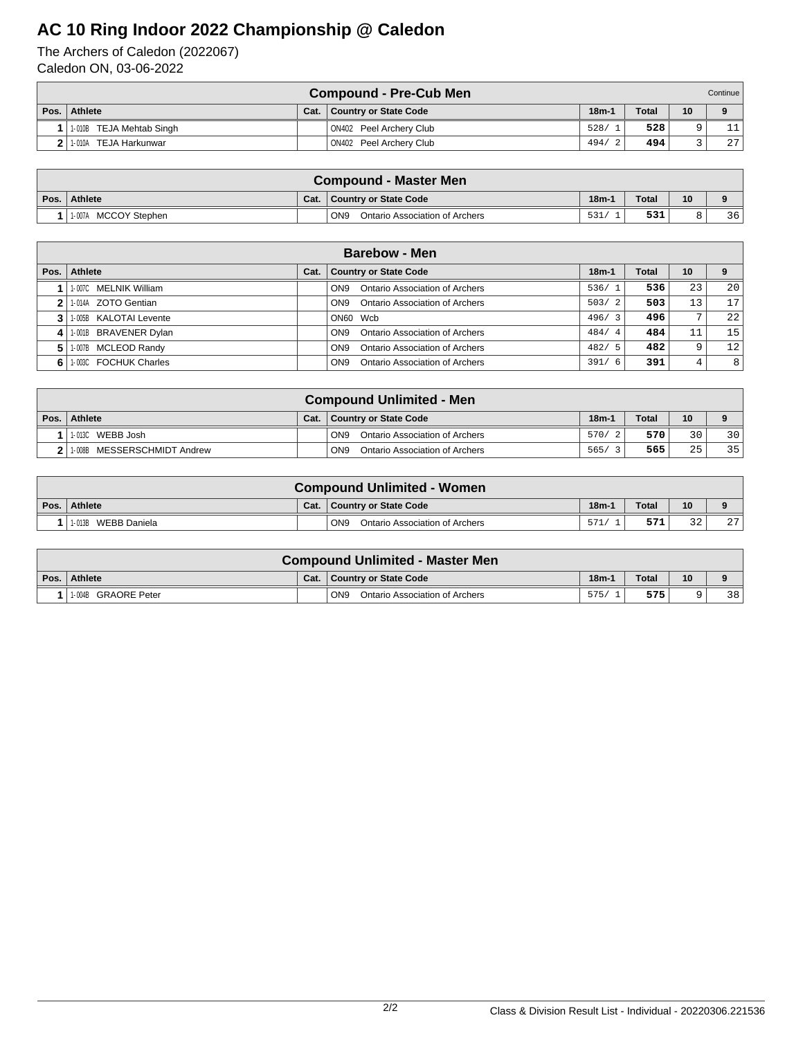# AC 10 Ring Indoor 2022 Championship @ Caledon

The Archers of Caledon (2022067)
Caledon ON, 03-06-2022

## Compound - Pre-Cub Men

Continue

| Pos. | Athlete | Cat. | Country or State Code | 18m-1 | Total | 10 | 9 |
|---|---|---|---|---|---|---|---|
| 1 | 1-010B TEJA Mehtab Singh | | ON402 Peel Archery Club | 528/ 1 | **528** | 9 | 11 |
| 2 | 1-010A TEJA Harkunwar | | ON402 Peel Archery Club | 494/ 2 | **494** | 3 | 27 |

## Compound - Master Men

| Pos. | Athlete | Cat. | Country or State Code | 18m-1 | Total | 10 | 9 |
|---|---|---|---|---|---|---|---|
| 1 | 1-007A MCCOY Stephen | | ON9 Ontario Association of Archers | 531/ 1 | **531** | 8 | 36 |

## Barebow - Men

| Pos. | Athlete | Cat. | Country or State Code | 18m-1 | Total | 10 | 9 |
|---|---|---|---|---|---|---|---|
| 1 | 1-007C MELNIK William | | ON9 Ontario Association of Archers | 536/ 1 | **536** | 23 | 20 |
| 2 | 1-014A ZOTO Gentian | | ON9 Ontario Association of Archers | 503/ 2 | **503** | 13 | 17 |
| 3 | 1-005B KALOTAI Levente | | ON60 Wcb | 496/ 3 | **496** | 7 | 22 |
| 4 | 1-001B BRAVENER Dylan | | ON9 Ontario Association of Archers | 484/ 4 | **484** | 11 | 15 |
| 5 | 1-007B MCLEOD Randy | | ON9 Ontario Association of Archers | 482/ 5 | **482** | 9 | 12 |
| 6 | 1-003C FOCHUK Charles | | ON9 Ontario Association of Archers | 391/ 6 | **391** | 4 | 8 |

## Compound Unlimited - Men

| Pos. | Athlete | Cat. | Country or State Code | 18m-1 | Total | 10 | 9 |
|---|---|---|---|---|---|---|---|
| 1 | 1-013C WEBB Josh | | ON9 Ontario Association of Archers | 570/ 2 | **570** | 30 | 30 |
| 2 | 1-008B MESSERSCHMIDT Andrew | | ON9 Ontario Association of Archers | 565/ 3 | **565** | 25 | 35 |

## Compound Unlimited - Women

| Pos. | Athlete | Cat. | Country or State Code | 18m-1 | Total | 10 | 9 |
|---|---|---|---|---|---|---|---|
| 1 | 1-013B WEBB Daniela | | ON9 Ontario Association of Archers | 571/ 1 | **571** | 32 | 27 |

## Compound Unlimited - Master Men

| Pos. | Athlete | Cat. | Country or State Code | 18m-1 | Total | 10 | 9 |
|---|---|---|---|---|---|---|---|
| 1 | 1-004B GRAORE Peter | | ON9 Ontario Association of Archers | 575/ 1 | **575** | 9 | 38 |

Class & Division Result List - Individual - 20220306.221536